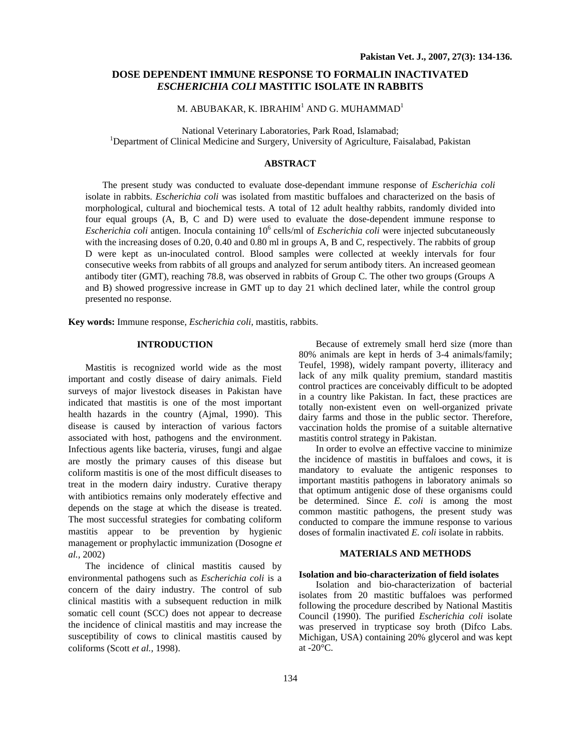# DOSE DEPENDENT IMMUNE RESPONSE TO FORMALIN INACTIVATED *ESCHERICHIA COLI* MASTITIC ISOLATE IN RABBITS

M. ABUBAKAR, K. IBRAHIM[1] AND G. MUHAMMAD[1]

National Veterinary Laboratories, Park Road, Islamabad;
[1]Department of Clinical Medicine and Surgery, University of Agriculture, Faisalabad, Pakistan

## ABSTRACT

The present study was conducted to evaluate dose-dependant immune response of *Escherichia coli* isolate in rabbits. *Escherichia coli* was isolated from mastitic buffaloes and characterized on the basis of morphological, cultural and biochemical tests. A total of 12 adult healthy rabbits, randomly divided into four equal groups (A, B, C and D) were used to evaluate the dose-dependent immune response to *Escherichia coli* antigen. Inocula containing $10^6$ cells/ml of *Escherichia coli* were injected subcutaneously with the increasing doses of 0.20, 0.40 and 0.80 ml in groups A, B and C, respectively. The rabbits of group D were kept as un-inoculated control. Blood samples were collected at weekly intervals for four consecutive weeks from rabbits of all groups and analyzed for serum antibody titers. An increased geomean antibody titer (GMT), reaching 78.8, was observed in rabbits of Group C. The other two groups (Groups A and B) showed progressive increase in GMT up to day 21 which declined later, while the control group presented no response.

**Key words:** Immune response, *Escherichia coli*, mastitis, rabbits.

## INTRODUCTION

Mastitis is recognized world wide as the most important and costly disease of dairy animals. Field surveys of major livestock diseases in Pakistan have indicated that mastitis is one of the most important health hazards in the country (Ajmal, 1990). This disease is caused by interaction of various factors associated with host, pathogens and the environment. Infectious agents like bacteria, viruses, fungi and algae are mostly the primary causes of this disease but coliform mastitis is one of the most difficult diseases to treat in the modern dairy industry. Curative therapy with antibiotics remains only moderately effective and depends on the stage at which the disease is treated. The most successful strategies for combating coliform mastitis appear to be prevention by hygienic management or prophylactic immunization (Dosogne *et al.,* 2002)

The incidence of clinical mastitis caused by environmental pathogens such as *Escherichia coli* is a concern of the dairy industry. The control of sub clinical mastitis with a subsequent reduction in milk somatic cell count (SCC) does not appear to decrease the incidence of clinical mastitis and may increase the susceptibility of cows to clinical mastitis caused by coliforms (Scott *et al.,* 1998).

Because of extremely small herd size (more than 80% animals are kept in herds of 3-4 animals/family; Teufel, 1998), widely rampant poverty, illiteracy and lack of any milk quality premium, standard mastitis control practices are conceivably difficult to be adopted in a country like Pakistan. In fact, these practices are totally non-existent even on well-organized private dairy farms and those in the public sector. Therefore, vaccination holds the promise of a suitable alternative mastitis control strategy in Pakistan.

In order to evolve an effective vaccine to minimize the incidence of mastitis in buffaloes and cows, it is mandatory to evaluate the antigenic responses to important mastitis pathogens in laboratory animals so that optimum antigenic dose of these organisms could be determined. Since *E. coli* is among the most common mastitic pathogens, the present study was conducted to compare the immune response to various doses of formalin inactivated *E. coli* isolate in rabbits.

## MATERIALS AND METHODS

### Isolation and bio-characterization of field isolates

Isolation and bio-characterization of bacterial isolates from 20 mastitic buffaloes was performed following the procedure described by National Mastitis Council (1990). The purified *Escherichia coli* isolate was preserved in trypticase soy broth (Difco Labs. Michigan, USA) containing 20% glycerol and was kept at -20°C.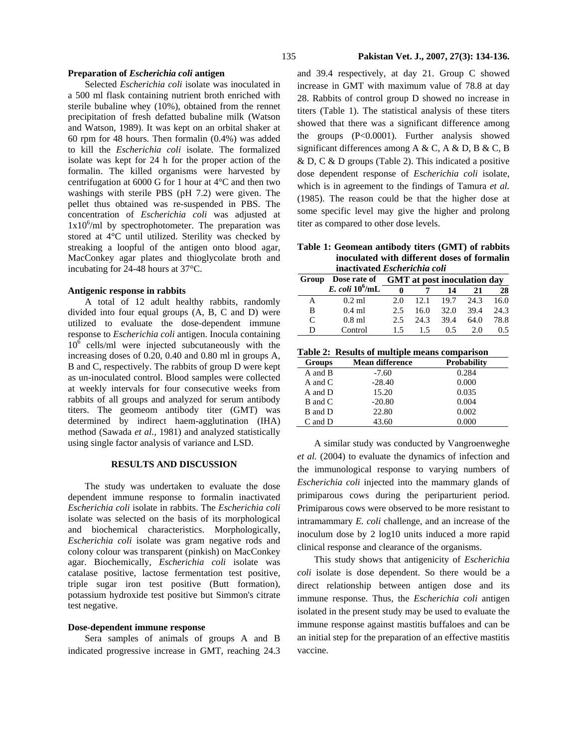### Preparation of *Escherichia coli* antigen

Selected *Escherichia coli* isolate was inoculated in a 500 ml flask containing nutrient broth enriched with sterile bubaline whey (10%), obtained from the rennet precipitation of fresh defatted bubaline milk (Watson and Watson, 1989). It was kept on an orbital shaker at 60 rpm for 48 hours. Then formalin (0.4%) was added to kill the *Escherichia coli* isolate. The formalized isolate was kept for 24 h for the proper action of the formalin. The killed organisms were harvested by centrifugation at 6000 G for 1 hour at 4°C and then two washings with sterile PBS (pH 7.2) were given. The pellet thus obtained was re-suspended in PBS. The concentration of *Escherichia coli* was adjusted at $1x10^6$/ml by spectrophotometer. The preparation was stored at 4°C until utilized. Sterility was checked by streaking a loopful of the antigen onto blood agar, MacConkey agar plates and thioglycolate broth and incubating for 24-48 hours at 37°C.

### Antigenic response in rabbits

A total of 12 adult healthy rabbits, randomly divided into four equal groups (A, B, C and D) were utilized to evaluate the dose-dependent immune response to *Escherichia coli* antigen. Inocula containing $10^6$ cells/ml were injected subcutaneously with the increasing doses of 0.20, 0.40 and 0.80 ml in groups A, B and C, respectively. The rabbits of group D were kept as un-inoculated control. Blood samples were collected at weekly intervals for four consecutive weeks from rabbits of all groups and analyzed for serum antibody titers. The geomeom antibody titer (GMT) was determined by indirect haem-agglutination (IHA) method (Sawada *et al.,* 1981) and analyzed statistically using single factor analysis of variance and LSD.

## RESULTS AND DISCUSSION

The study was undertaken to evaluate the dose dependent immune response to formalin inactivated *Escherichia coli* isolate in rabbits. The *Escherichia coli* isolate was selected on the basis of its morphological and biochemical characteristics. Morphologically, *Escherichia coli* isolate was gram negative rods and colony colour was transparent (pinkish) on MacConkey agar. Biochemically, *Escherichia coli* isolate was catalase positive, lactose fermentation test positive, triple sugar iron test positive (Butt formation), potassium hydroxide test positive but Simmon's citrate test negative.

### Dose-dependent immune response

Sera samples of animals of groups A and B indicated progressive increase in GMT, reaching 24.3 and 39.4 respectively, at day 21. Group C showed increase in GMT with maximum value of 78.8 at day 28. Rabbits of control group D showed no increase in titers (Table 1). The statistical analysis of these titers showed that there was a significant difference among the groups (P<0.0001). Further analysis showed significant differences among A & C, A & D, B & C, B & D, C & D groups (Table 2). This indicated a positive dose dependent response of *Escherichia coli* isolate, which is in agreement to the findings of Tamura *et al.* (1985). The reason could be that the higher dose at some specific level may give the higher and prolong titer as compared to other dose levels.

**Table 1: Geomean antibody titers (GMT) of rabbits inoculated with different doses of formalin inactivated *Escherichia coli***

| Group | Dose rate of *E. coli* $10^6$/mL | GMT at post inoculation day | | | | |
|---|---|---|---|---|---|---|
| | | 0 | 7 | 14 | 21 | 28 |
| A | 0.2 ml | 2.0 | 12.1 | 19.7 | 24.3 | 16.0 |
| B | 0.4 ml | 2.5 | 16.0 | 32.0 | 39.4 | 24.3 |
| C | 0.8 ml | 2.5 | 24.3 | 39.4 | 64.0 | 78.8 |
| D | Control | 1.5 | 1.5 | 0.5 | 2.0 | 0.5 |

**Table 2: Results of multiple means comparison**

| Groups | Mean difference | Probability |
|---|---|---|
| A and B | -7.60 | 0.284 |
| A and C | -28.40 | 0.000 |
| A and D | 15.20 | 0.035 |
| B and C | -20.80 | 0.004 |
| B and D | 22.80 | 0.002 |
| C and D | 43.60 | 0.000 |

A similar study was conducted by Vangroenweghe *et al.* (2004) to evaluate the dynamics of infection and the immunological response to varying numbers of *Escherichia coli* injected into the mammary glands of primiparous cows during the periparturient period. Primiparous cows were observed to be more resistant to intramammary *E. coli* challenge, and an increase of the inoculum dose by 2 log10 units induced a more rapid clinical response and clearance of the organisms.

This study shows that antigenicity of *Escherichia coli* isolate is dose dependent. So there would be a direct relationship between antigen dose and its immune response. Thus, the *Escherichia coli* antigen isolated in the present study may be used to evaluate the immune response against mastitis buffaloes and can be an initial step for the preparation of an effective mastitis vaccine.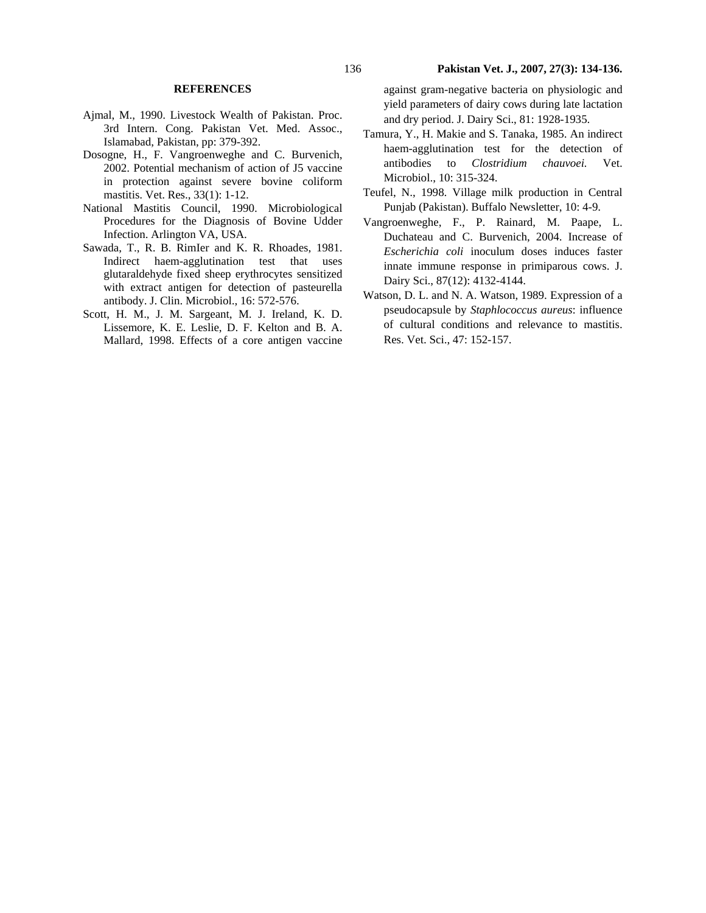## REFERENCES

Ajmal, M., 1990. Livestock Wealth of Pakistan. Proc. 3rd Intern. Cong. Pakistan Vet. Med. Assoc., Islamabad, Pakistan, pp: 379-392.

Dosogne, H., F. Vangroenweghe and C. Burvenich, 2002. Potential mechanism of action of J5 vaccine in protection against severe bovine coliform mastitis. Vet. Res., 33(1): 1-12.

National Mastitis Council, 1990. Microbiological Procedures for the Diagnosis of Bovine Udder Infection. Arlington VA, USA.

Sawada, T., R. B. RimIer and K. R. Rhoades, 1981. Indirect haem-agglutination test that uses glutaraldehyde fixed sheep erythrocytes sensitized with extract antigen for detection of pasteurella antibody. J. Clin. Microbiol., 16: 572-576.

Scott, H. M., J. M. Sargeant, M. J. Ireland, K. D. Lissemore, K. E. Leslie, D. F. Kelton and B. A. Mallard, 1998. Effects of a core antigen vaccine against gram-negative bacteria on physiologic and yield parameters of dairy cows during late lactation and dry period. J. Dairy Sci., 81: 1928-1935.

Tamura, Y., H. Makie and S. Tanaka, 1985. An indirect haem-agglutination test for the detection of antibodies to *Clostridium chauvoei.* Vet. Microbiol., 10: 315-324.

Teufel, N., 1998. Village milk production in Central Punjab (Pakistan). Buffalo Newsletter, 10: 4-9.

Vangroenweghe, F., P. Rainard, M. Paape, L. Duchateau and C. Burvenich, 2004. Increase of *Escherichia coli* inoculum doses induces faster innate immune response in primiparous cows. J. Dairy Sci., 87(12): 4132-4144.

Watson, D. L. and N. A. Watson, 1989. Expression of a pseudocapsule by *Staphlococcus aureus*: influence of cultural conditions and relevance to mastitis. Res. Vet. Sci., 47: 152-157.